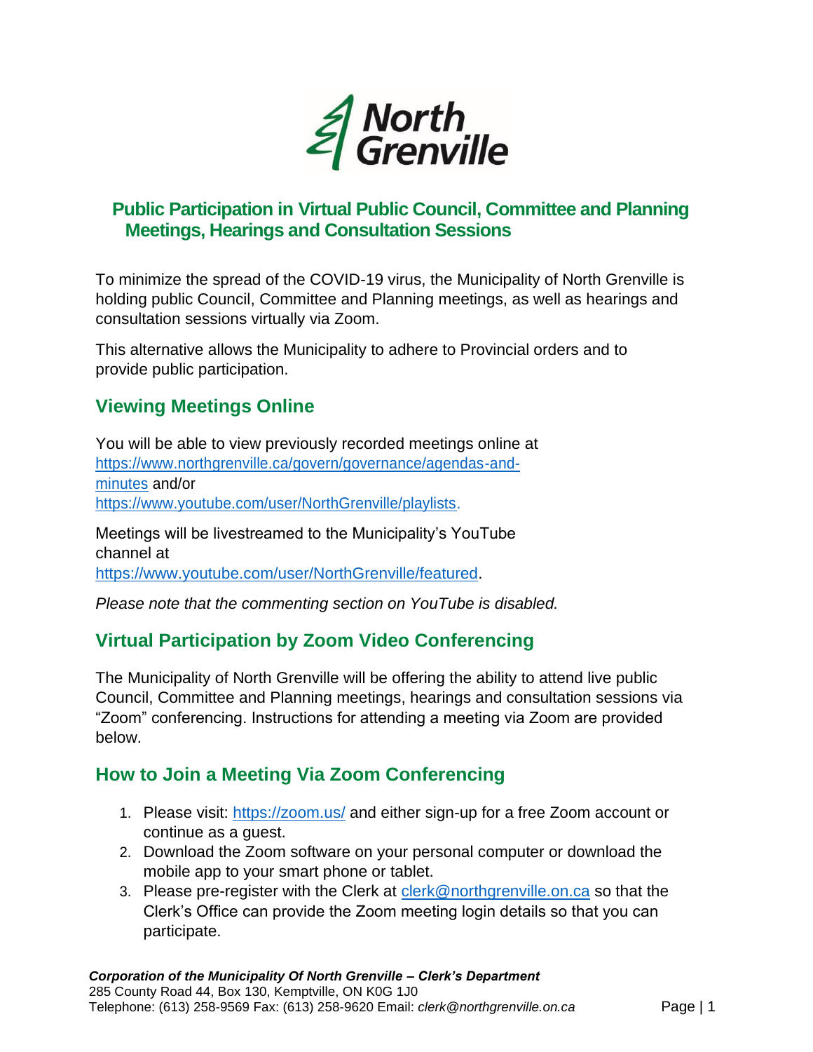# Public Participation in Virtual Public Council, Committee and Planning Meetings, Hearings and Consultation Sessions

To minimize the spread of the COVID-19 virus, the Municipality of North Grenville is holding public Council, Committee and Planning meetings, as well as hearings and consultation sessions virtually via Zoom.

This alternative allows the Municipality to adhere to Provincial orders and to provide public participation.

## Viewing Meetings Online

You will be able to view previously recorded meetings online at https://www.northgrenville.ca/govern/governance/agendas-and-minutes and/or https://www.youtube.com/user/NorthGrenville/playlists.

Meetings will be livestreamed to the Municipality's YouTube channel at https://www.youtube.com/user/NorthGrenville/featured.

*Please note that the commenting section on YouTube is disabled.*

## Virtual Participation by Zoom Video Conferencing

The Municipality of North Grenville will be offering the ability to attend live public Council, Committee and Planning meetings, hearings and consultation sessions via "Zoom" conferencing. Instructions for attending a meeting via Zoom are provided below.

## How to Join a Meeting Via Zoom Conferencing

1. Please visit: https://zoom.us/ and either sign-up for a free Zoom account or continue as a guest.
2. Download the Zoom software on your personal computer or download the mobile app to your smart phone or tablet.
3. Please pre-register with the Clerk at clerk@northgrenville.on.ca so that the Clerk's Office can provide the Zoom meeting login details so that you can participate.

***Corporation of the Municipality Of North Grenville – Clerk's Department***
285 County Road 44, Box 130, Kemptville, ON K0G 1J0
Telephone: (613) 258-9569 Fax: (613) 258-9620 Email: *clerk@northgrenville.on.ca*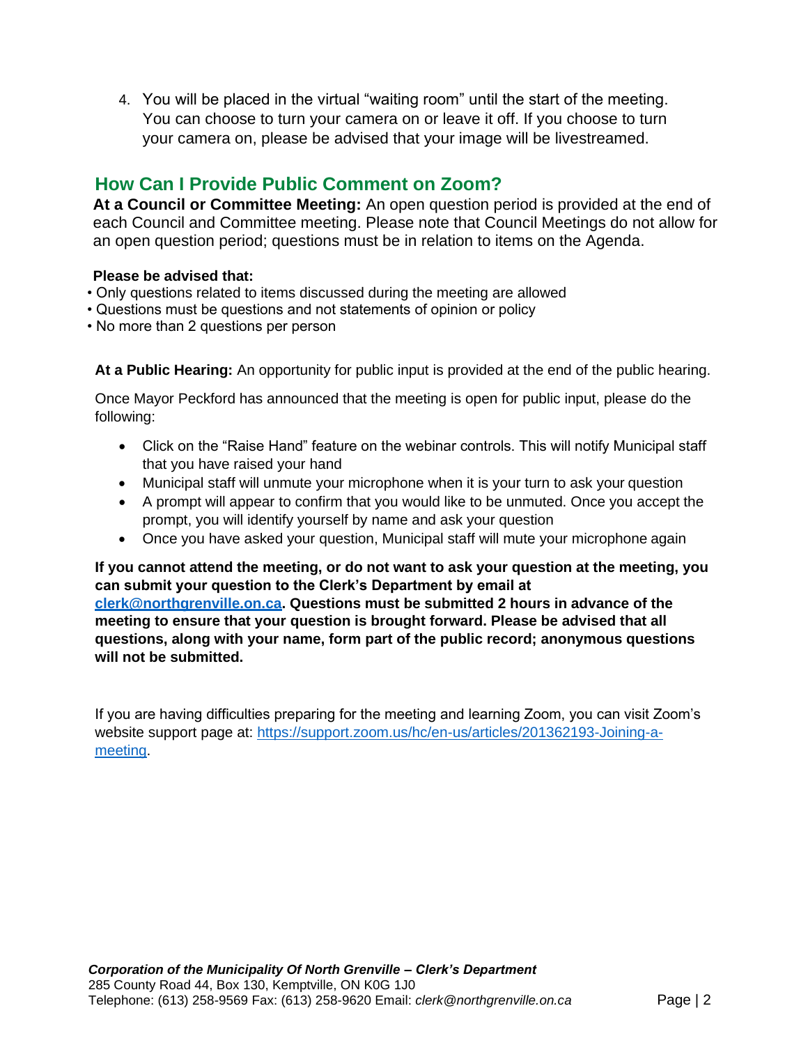4. You will be placed in the virtual “waiting room” until the start of the meeting. You can choose to turn your camera on or leave it off. If you choose to turn your camera on, please be advised that your image will be livestreamed.

## How Can I Provide Public Comment on Zoom?

**At a Council or Committee Meeting:** An open question period is provided at the end of each Council and Committee meeting. Please note that Council Meetings do not allow for an open question period; questions must be in relation to items on the Agenda.

**Please be advised that:**

- Only questions related to items discussed during the meeting are allowed
- Questions must be questions and not statements of opinion or policy
- No more than 2 questions per person

**At a Public Hearing:** An opportunity for public input is provided at the end of the public hearing.

Once Mayor Peckford has announced that the meeting is open for public input, please do the following:

- Click on the “Raise Hand” feature on the webinar controls. This will notify Municipal staff that you have raised your hand
- Municipal staff will unmute your microphone when it is your turn to ask your question
- A prompt will appear to confirm that you would like to be unmuted. Once you accept the prompt, you will identify yourself by name and ask your question
- Once you have asked your question, Municipal staff will mute your microphone again

**If you cannot attend the meeting, or do not want to ask your question at the meeting, you can submit your question to the Clerk’s Department by email at [clerk@northgrenville.on.ca](mailto:clerk@northgrenville.on.ca). Questions must be submitted 2 hours in advance of the meeting to ensure that your question is brought forward. Please be advised that all questions, along with your name, form part of the public record; anonymous questions will not be submitted.**

If you are having difficulties preparing for the meeting and learning Zoom, you can visit Zoom’s website support page at: [https://support.zoom.us/hc/en-us/articles/201362193-Joining-a-meeting](https://support.zoom.us/hc/en-us/articles/201362193-Joining-a-meeting).

***Corporation of the Municipality Of North Grenville – Clerk’s Department***
285 County Road 44, Box 130, Kemptville, ON K0G 1J0
Telephone: (613) 258-9569 Fax: (613) 258-9620 Email: *clerk@northgrenville.on.ca*